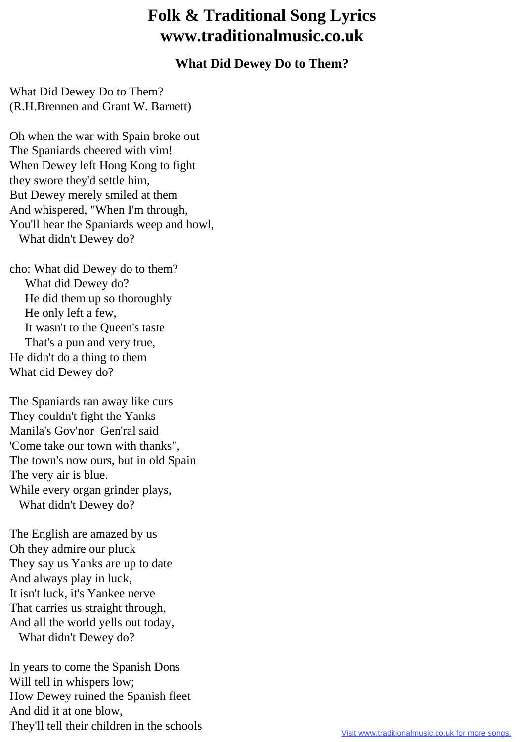# Folk & Traditional Song Lyrics
# www.traditionalmusic.co.uk

### What Did Dewey Do to Them?

What Did Dewey Do to Them?
(R.H.Brennen and Grant W. Barnett)

Oh when the war with Spain broke out
The Spaniards cheered with vim!
When Dewey left Hong Kong to fight
they swore they'd settle him,
But Dewey merely smiled at them
And whispered, "When I'm through,
You'll hear the Spaniards weep and howl,
  What didn't Dewey do?

cho: What did Dewey do to them?
    What did Dewey do?
    He did them up so thoroughly
    He only left a few,
    It wasn't to the Queen's taste
    That's a pun and very true,
He didn't do a thing to them
What did Dewey do?

The Spaniards ran away like curs
They couldn't fight the Yanks
Manila's Gov'nor Gen'ral said
'Come take our town with thanks",
The town's now ours, but in old Spain
The very air is blue.
While every organ grinder plays,
  What didn't Dewey do?

The English are amazed by us
Oh they admire our pluck
They say us Yanks are up to date
And always play in luck,
It isn't luck, it's Yankee nerve
That carries us straight through,
And all the world yells out today,
  What didn't Dewey do?

In years to come the Spanish Dons
Will tell in whispers low;
How Dewey ruined the Spanish fleet
And did it at one blow,
They'll tell their children in the schools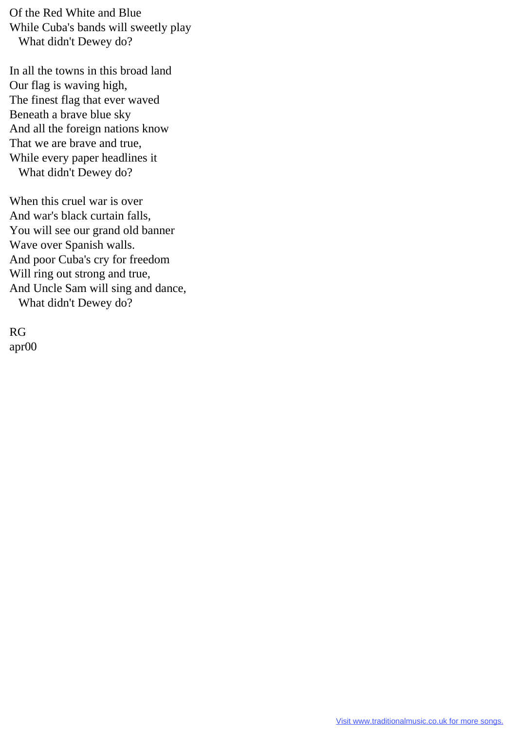Of the Red White and Blue
While Cuba's bands will sweetly play
  What didn't Dewey do?

In all the towns in this broad land
Our flag is waving high,
The finest flag that ever waved
Beneath a brave blue sky
And all the foreign nations know
That we are brave and true,
While every paper headlines it
  What didn't Dewey do?

When this cruel war is over
And war's black curtain falls,
You will see our grand old banner
Wave over Spanish walls.
And poor Cuba's cry for freedom
Will ring out strong and true,
And Uncle Sam will sing and dance,
  What didn't Dewey do?

RG
apr00